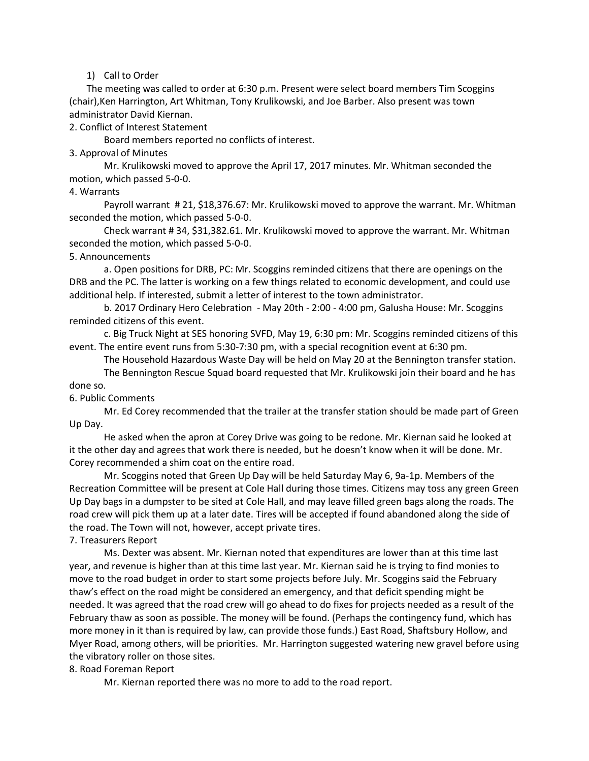1) Call to Order

The meeting was called to order at 6:30 p.m. Present were select board members Tim Scoggins (chair),Ken Harrington, Art Whitman, Tony Krulikowski, and Joe Barber. Also present was town administrator David Kiernan.

2. Conflict of Interest Statement

Board members reported no conflicts of interest.

3. Approval of Minutes

Mr. Krulikowski moved to approve the April 17, 2017 minutes. Mr. Whitman seconded the motion, which passed 5-0-0.

4. Warrants

Payroll warrant # 21, $18,376.67: Mr. Krulikowski moved to approve the warrant. Mr. Whitman seconded the motion, which passed 5-0-0.

Check warrant # 34, $31,382.61. Mr. Krulikowski moved to approve the warrant. Mr. Whitman seconded the motion, which passed 5-0-0.

5. Announcements

a. Open positions for DRB, PC: Mr. Scoggins reminded citizens that there are openings on the DRB and the PC. The latter is working on a few things related to economic development, and could use additional help. If interested, submit a letter of interest to the town administrator.

b. 2017 Ordinary Hero Celebration - May 20th - 2:00 - 4:00 pm, Galusha House: Mr. Scoggins reminded citizens of this event.

c. Big Truck Night at SES honoring SVFD, May 19, 6:30 pm: Mr. Scoggins reminded citizens of this event. The entire event runs from 5:30-7:30 pm, with a special recognition event at 6:30 pm.

The Household Hazardous Waste Day will be held on May 20 at the Bennington transfer station.

The Bennington Rescue Squad board requested that Mr. Krulikowski join their board and he has done so.

6. Public Comments

Mr. Ed Corey recommended that the trailer at the transfer station should be made part of Green Up Day.

He asked when the apron at Corey Drive was going to be redone. Mr. Kiernan said he looked at it the other day and agrees that work there is needed, but he doesn't know when it will be done. Mr. Corey recommended a shim coat on the entire road.

Mr. Scoggins noted that Green Up Day will be held Saturday May 6, 9a-1p. Members of the Recreation Committee will be present at Cole Hall during those times. Citizens may toss any green Green Up Day bags in a dumpster to be sited at Cole Hall, and may leave filled green bags along the roads. The road crew will pick them up at a later date. Tires will be accepted if found abandoned along the side of the road. The Town will not, however, accept private tires.

7. Treasurers Report

Ms. Dexter was absent. Mr. Kiernan noted that expenditures are lower than at this time last year, and revenue is higher than at this time last year. Mr. Kiernan said he is trying to find monies to move to the road budget in order to start some projects before July. Mr. Scoggins said the February thaw's effect on the road might be considered an emergency, and that deficit spending might be needed. It was agreed that the road crew will go ahead to do fixes for projects needed as a result of the February thaw as soon as possible. The money will be found. (Perhaps the contingency fund, which has more money in it than is required by law, can provide those funds.) East Road, Shaftsbury Hollow, and Myer Road, among others, will be priorities. Mr. Harrington suggested watering new gravel before using the vibratory roller on those sites.

8. Road Foreman Report

Mr. Kiernan reported there was no more to add to the road report.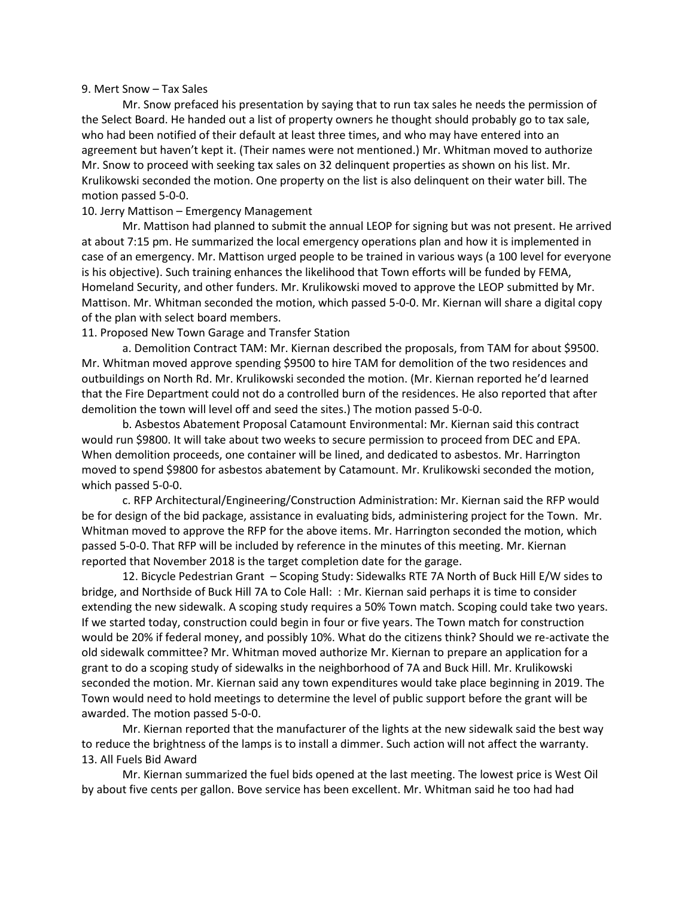9. Mert Snow – Tax Sales

Mr. Snow prefaced his presentation by saying that to run tax sales he needs the permission of the Select Board. He handed out a list of property owners he thought should probably go to tax sale, who had been notified of their default at least three times, and who may have entered into an agreement but haven't kept it. (Their names were not mentioned.) Mr. Whitman moved to authorize Mr. Snow to proceed with seeking tax sales on 32 delinquent properties as shown on his list. Mr. Krulikowski seconded the motion. One property on the list is also delinquent on their water bill. The motion passed 5-0-0.

10. Jerry Mattison – Emergency Management

Mr. Mattison had planned to submit the annual LEOP for signing but was not present. He arrived at about 7:15 pm. He summarized the local emergency operations plan and how it is implemented in case of an emergency. Mr. Mattison urged people to be trained in various ways (a 100 level for everyone is his objective). Such training enhances the likelihood that Town efforts will be funded by FEMA, Homeland Security, and other funders. Mr. Krulikowski moved to approve the LEOP submitted by Mr. Mattison. Mr. Whitman seconded the motion, which passed 5-0-0. Mr. Kiernan will share a digital copy of the plan with select board members.

11. Proposed New Town Garage and Transfer Station

a. Demolition Contract TAM: Mr. Kiernan described the proposals, from TAM for about $9500. Mr. Whitman moved approve spending $9500 to hire TAM for demolition of the two residences and outbuildings on North Rd. Mr. Krulikowski seconded the motion. (Mr. Kiernan reported he'd learned that the Fire Department could not do a controlled burn of the residences. He also reported that after demolition the town will level off and seed the sites.) The motion passed 5-0-0.

b. Asbestos Abatement Proposal Catamount Environmental: Mr. Kiernan said this contract would run $9800. It will take about two weeks to secure permission to proceed from DEC and EPA. When demolition proceeds, one container will be lined, and dedicated to asbestos. Mr. Harrington moved to spend $9800 for asbestos abatement by Catamount. Mr. Krulikowski seconded the motion, which passed 5-0-0.

c. RFP Architectural/Engineering/Construction Administration: Mr. Kiernan said the RFP would be for design of the bid package, assistance in evaluating bids, administering project for the Town. Mr. Whitman moved to approve the RFP for the above items. Mr. Harrington seconded the motion, which passed 5-0-0. That RFP will be included by reference in the minutes of this meeting. Mr. Kiernan reported that November 2018 is the target completion date for the garage.

12. Bicycle Pedestrian Grant – Scoping Study: Sidewalks RTE 7A North of Buck Hill E/W sides to bridge, and Northside of Buck Hill 7A to Cole Hall: : Mr. Kiernan said perhaps it is time to consider extending the new sidewalk. A scoping study requires a 50% Town match. Scoping could take two years. If we started today, construction could begin in four or five years. The Town match for construction would be 20% if federal money, and possibly 10%. What do the citizens think? Should we re-activate the old sidewalk committee? Mr. Whitman moved authorize Mr. Kiernan to prepare an application for a grant to do a scoping study of sidewalks in the neighborhood of 7A and Buck Hill. Mr. Krulikowski seconded the motion. Mr. Kiernan said any town expenditures would take place beginning in 2019. The Town would need to hold meetings to determine the level of public support before the grant will be awarded. The motion passed 5-0-0.

Mr. Kiernan reported that the manufacturer of the lights at the new sidewalk said the best way to reduce the brightness of the lamps is to install a dimmer. Such action will not affect the warranty.

13. All Fuels Bid Award

Mr. Kiernan summarized the fuel bids opened at the last meeting. The lowest price is West Oil by about five cents per gallon. Bove service has been excellent. Mr. Whitman said he too had had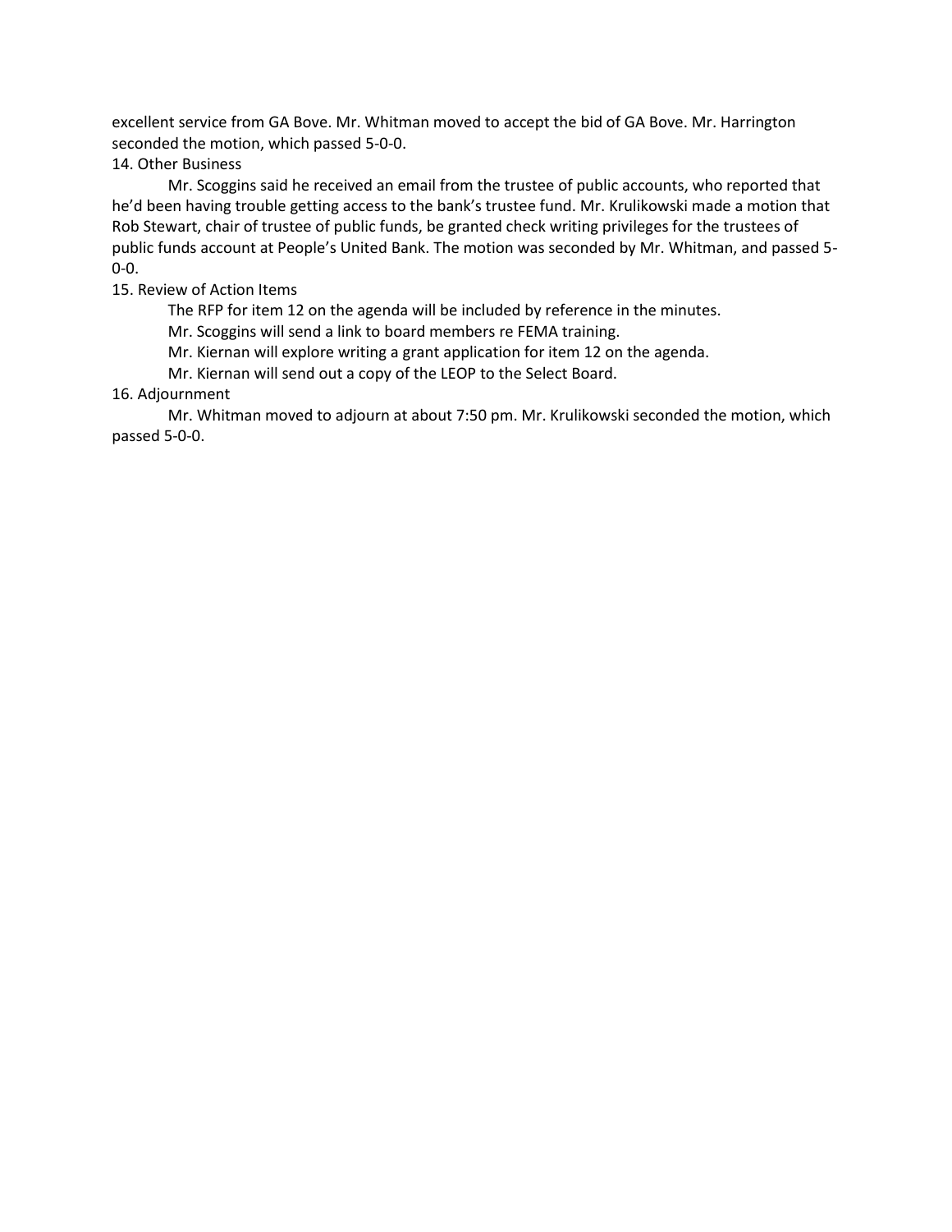excellent service from GA Bove. Mr. Whitman moved to accept the bid of GA Bove. Mr. Harrington seconded the motion, which passed 5-0-0.

14. Other Business

Mr. Scoggins said he received an email from the trustee of public accounts, who reported that he'd been having trouble getting access to the bank's trustee fund. Mr. Krulikowski made a motion that Rob Stewart, chair of trustee of public funds, be granted check writing privileges for the trustees of public funds account at People's United Bank. The motion was seconded by Mr. Whitman, and passed 5-0-0.

15. Review of Action Items

The RFP for item 12 on the agenda will be included by reference in the minutes.

Mr. Scoggins will send a link to board members re FEMA training.

Mr. Kiernan will explore writing a grant application for item 12 on the agenda.

Mr. Kiernan will send out a copy of the LEOP to the Select Board.

16. Adjournment

Mr. Whitman moved to adjourn at about 7:50 pm. Mr. Krulikowski seconded the motion, which passed 5-0-0.